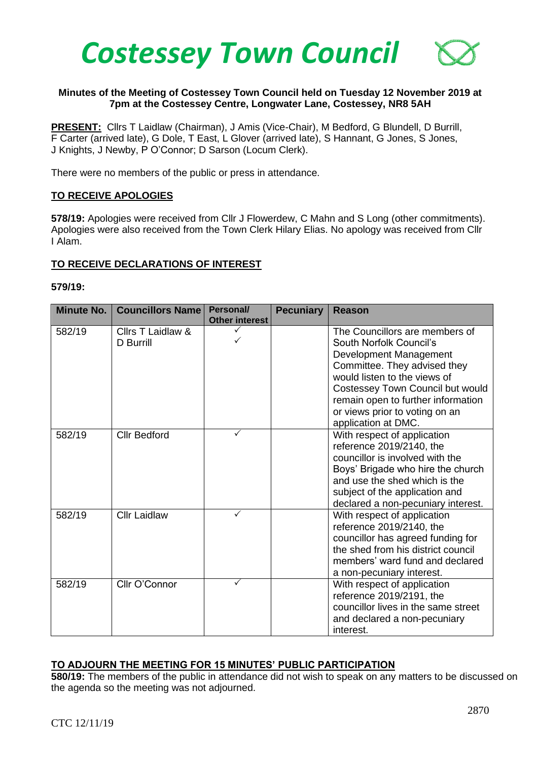# Costessey Town Council

**Minutes of the Meeting of Costessey Town Council held on Tuesday 12 November 2019 at 7pm at the Costessey Centre, Longwater Lane, Costessey, NR8 5AH**

**PRESENT:** Cllrs T Laidlaw (Chairman), J Amis (Vice-Chair), M Bedford, G Blundell, D Burrill, F Carter (arrived late), G Dole, T East, L Glover (arrived late), S Hannant, G Jones, S Jones, J Knights, J Newby, P O'Connor; D Sarson (Locum Clerk).

There were no members of the public or press in attendance.

## TO RECEIVE APOLOGIES

**578/19:** Apologies were received from Cllr J Flowerdew, C Mahn and S Long (other commitments). Apologies were also received from the Town Clerk Hilary Elias. No apology was received from Cllr I Alam.

## TO RECEIVE DECLARATIONS OF INTEREST

**579/19:**

| Minute No. | Councillors Name | Personal/ Other interest | Pecuniary | Reason |
|---|---|---|---|---|
| 582/19 | Cllrs T Laidlaw & D Burrill | ✓ ✓ | | The Councillors are members of South Norfolk Council's Development Management Committee. They advised they would listen to the views of Costessey Town Council but would remain open to further information or views prior to voting on an application at DMC. |
| 582/19 | Cllr Bedford | ✓ | | With respect of application reference 2019/2140, the councillor is involved with the Boys' Brigade who hire the church and use the shed which is the subject of the application and declared a non-pecuniary interest. |
| 582/19 | Cllr Laidlaw | ✓ | | With respect of application reference 2019/2140, the councillor has agreed funding for the shed from his district council members' ward fund and declared a non-pecuniary interest. |
| 582/19 | Cllr O'Connor | ✓ | | With respect of application reference 2019/2191, the councillor lives in the same street and declared a non-pecuniary interest. |

## TO ADJOURN THE MEETING FOR 15 MINUTES' PUBLIC PARTICIPATION

**580/19:** The members of the public in attendance did not wish to speak on any matters to be discussed on the agenda so the meeting was not adjourned.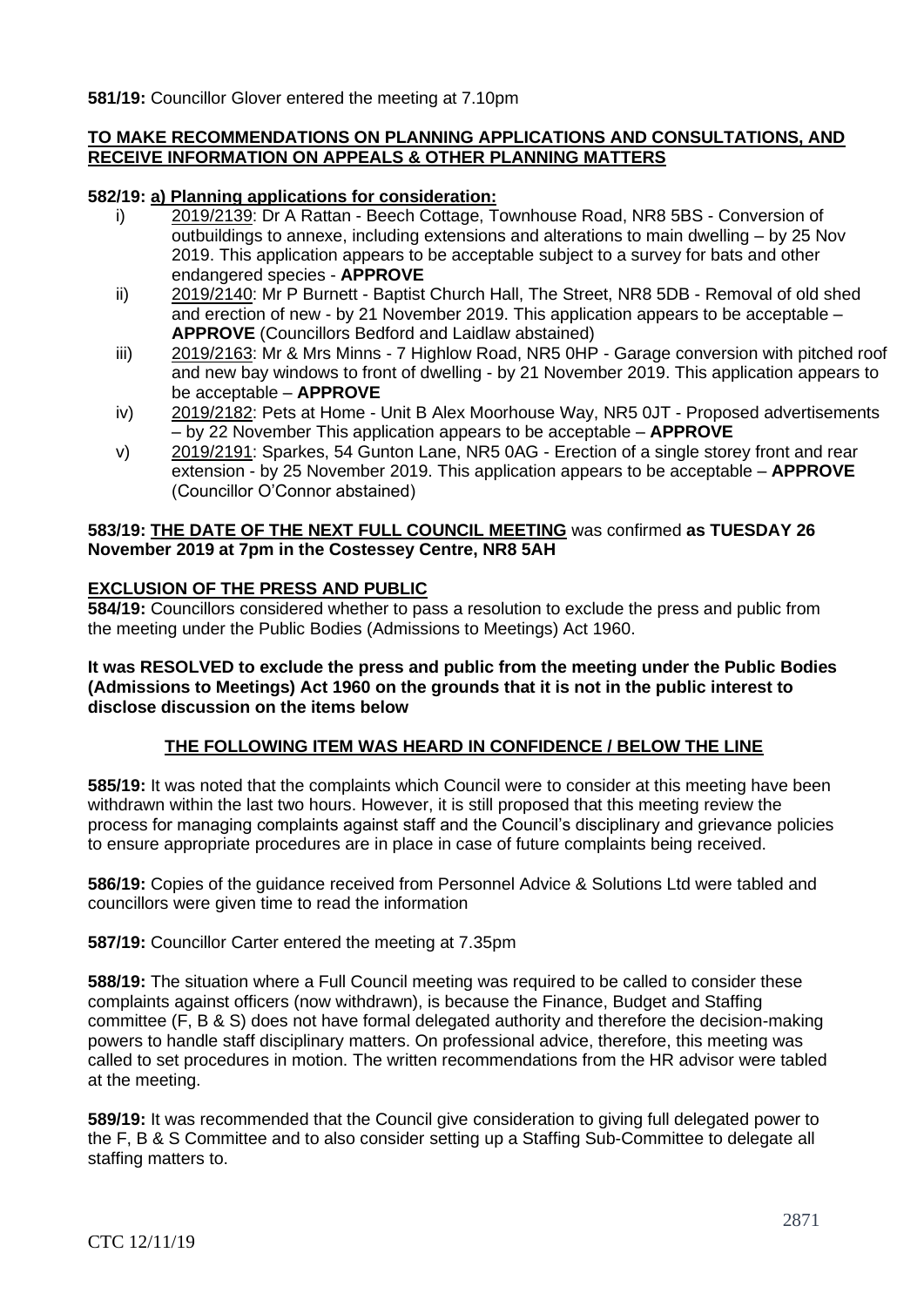**581/19:** Councillor Glover entered the meeting at 7.10pm

**TO MAKE RECOMMENDATIONS ON PLANNING APPLICATIONS AND CONSULTATIONS, AND RECEIVE INFORMATION ON APPEALS & OTHER PLANNING MATTERS**

**582/19: a) Planning applications for consideration:**

i) 2019/2139: Dr A Rattan - Beech Cottage, Townhouse Road, NR8 5BS - Conversion of outbuildings to annexe, including extensions and alterations to main dwelling – by 25 Nov 2019. This application appears to be acceptable subject to a survey for bats and other endangered species - **APPROVE**

ii) 2019/2140: Mr P Burnett - Baptist Church Hall, The Street, NR8 5DB - Removal of old shed and erection of new - by 21 November 2019. This application appears to be acceptable – **APPROVE** (Councillors Bedford and Laidlaw abstained)

iii) 2019/2163: Mr & Mrs Minns - 7 Highlow Road, NR5 0HP - Garage conversion with pitched roof and new bay windows to front of dwelling - by 21 November 2019. This application appears to be acceptable – **APPROVE**

iv) 2019/2182: Pets at Home - Unit B Alex Moorhouse Way, NR5 0JT - Proposed advertisements – by 22 November This application appears to be acceptable – **APPROVE**

v) 2019/2191: Sparkes, 54 Gunton Lane, NR5 0AG - Erection of a single storey front and rear extension - by 25 November 2019. This application appears to be acceptable – **APPROVE** (Councillor O'Connor abstained)

**583/19: THE DATE OF THE NEXT FULL COUNCIL MEETING** was confirmed **as TUESDAY 26 November 2019 at 7pm in the Costessey Centre, NR8 5AH**

**EXCLUSION OF THE PRESS AND PUBLIC**

**584/19:** Councillors considered whether to pass a resolution to exclude the press and public from the meeting under the Public Bodies (Admissions to Meetings) Act 1960.

**It was RESOLVED to exclude the press and public from the meeting under the Public Bodies (Admissions to Meetings) Act 1960 on the grounds that it is not in the public interest to disclose discussion on the items below**

**THE FOLLOWING ITEM WAS HEARD IN CONFIDENCE / BELOW THE LINE**

**585/19:** It was noted that the complaints which Council were to consider at this meeting have been withdrawn within the last two hours. However, it is still proposed that this meeting review the process for managing complaints against staff and the Council's disciplinary and grievance policies to ensure appropriate procedures are in place in case of future complaints being received.

**586/19:** Copies of the guidance received from Personnel Advice & Solutions Ltd were tabled and councillors were given time to read the information

**587/19:** Councillor Carter entered the meeting at 7.35pm

**588/19:** The situation where a Full Council meeting was required to be called to consider these complaints against officers (now withdrawn), is because the Finance, Budget and Staffing committee (F, B & S) does not have formal delegated authority and therefore the decision-making powers to handle staff disciplinary matters. On professional advice, therefore, this meeting was called to set procedures in motion. The written recommendations from the HR advisor were tabled at the meeting.

**589/19:** It was recommended that the Council give consideration to giving full delegated power to the F, B & S Committee and to also consider setting up a Staffing Sub-Committee to delegate all staffing matters to.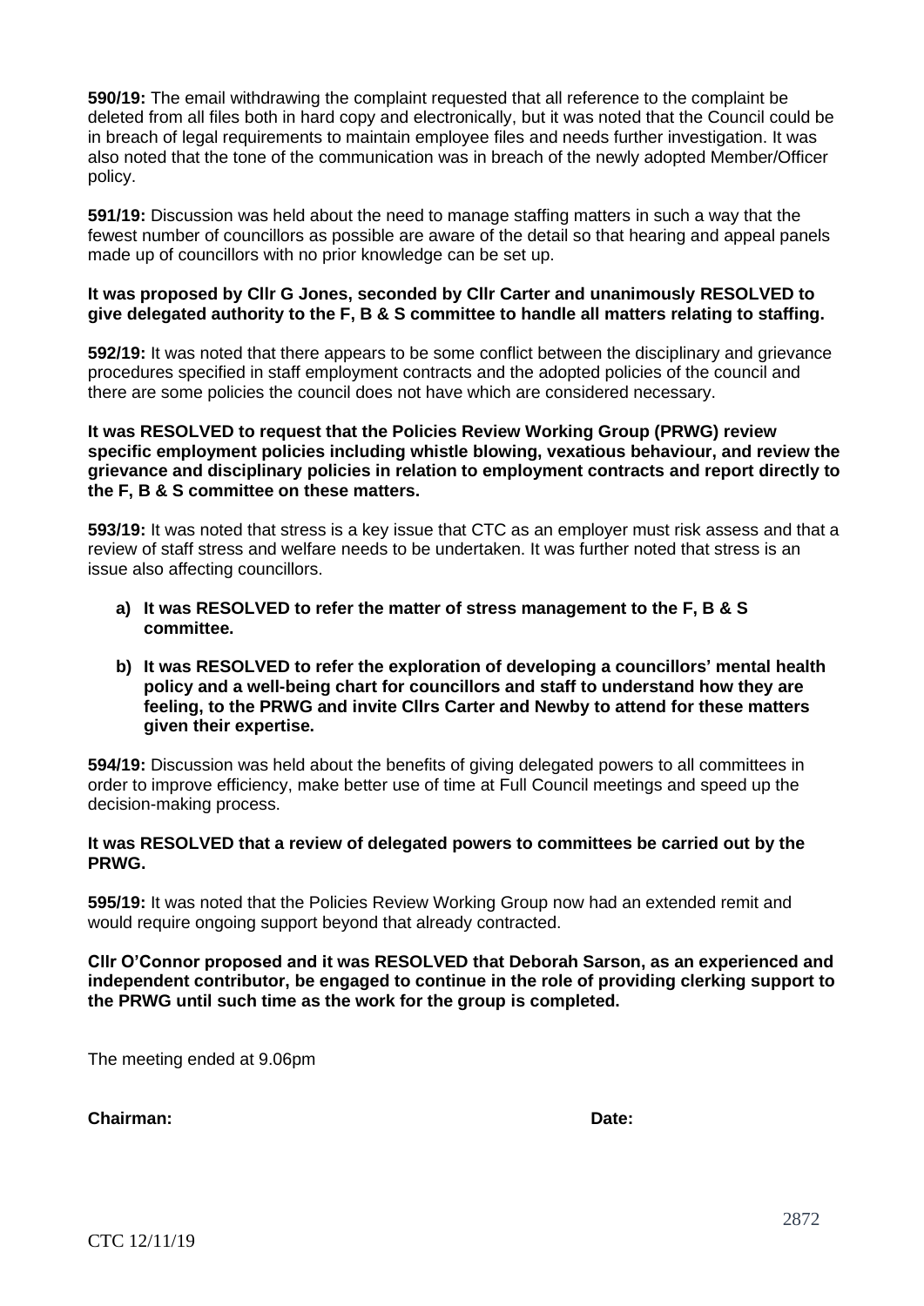**590/19:** The email withdrawing the complaint requested that all reference to the complaint be deleted from all files both in hard copy and electronically, but it was noted that the Council could be in breach of legal requirements to maintain employee files and needs further investigation. It was also noted that the tone of the communication was in breach of the newly adopted Member/Officer policy.

**591/19:** Discussion was held about the need to manage staffing matters in such a way that the fewest number of councillors as possible are aware of the detail so that hearing and appeal panels made up of councillors with no prior knowledge can be set up.

**It was proposed by Cllr G Jones, seconded by Cllr Carter and unanimously RESOLVED to give delegated authority to the F, B & S committee to handle all matters relating to staffing.**

**592/19:** It was noted that there appears to be some conflict between the disciplinary and grievance procedures specified in staff employment contracts and the adopted policies of the council and there are some policies the council does not have which are considered necessary.

**It was RESOLVED to request that the Policies Review Working Group (PRWG) review specific employment policies including whistle blowing, vexatious behaviour, and review the grievance and disciplinary policies in relation to employment contracts and report directly to the F, B & S committee on these matters.**

**593/19:** It was noted that stress is a key issue that CTC as an employer must risk assess and that a review of staff stress and welfare needs to be undertaken. It was further noted that stress is an issue also affecting councillors.

**a) It was RESOLVED to refer the matter of stress management to the F, B & S committee.**

**b) It was RESOLVED to refer the exploration of developing a councillors' mental health policy and a well-being chart for councillors and staff to understand how they are feeling, to the PRWG and invite Cllrs Carter and Newby to attend for these matters given their expertise.**

**594/19:** Discussion was held about the benefits of giving delegated powers to all committees in order to improve efficiency, make better use of time at Full Council meetings and speed up the decision-making process.

**It was RESOLVED that a review of delegated powers to committees be carried out by the PRWG.**

**595/19:** It was noted that the Policies Review Working Group now had an extended remit and would require ongoing support beyond that already contracted.

**Cllr O'Connor proposed and it was RESOLVED that Deborah Sarson, as an experienced and independent contributor, be engaged to continue in the role of providing clerking support to the PRWG until such time as the work for the group is completed.**

The meeting ended at 9.06pm

**Chairman:** **Date:**